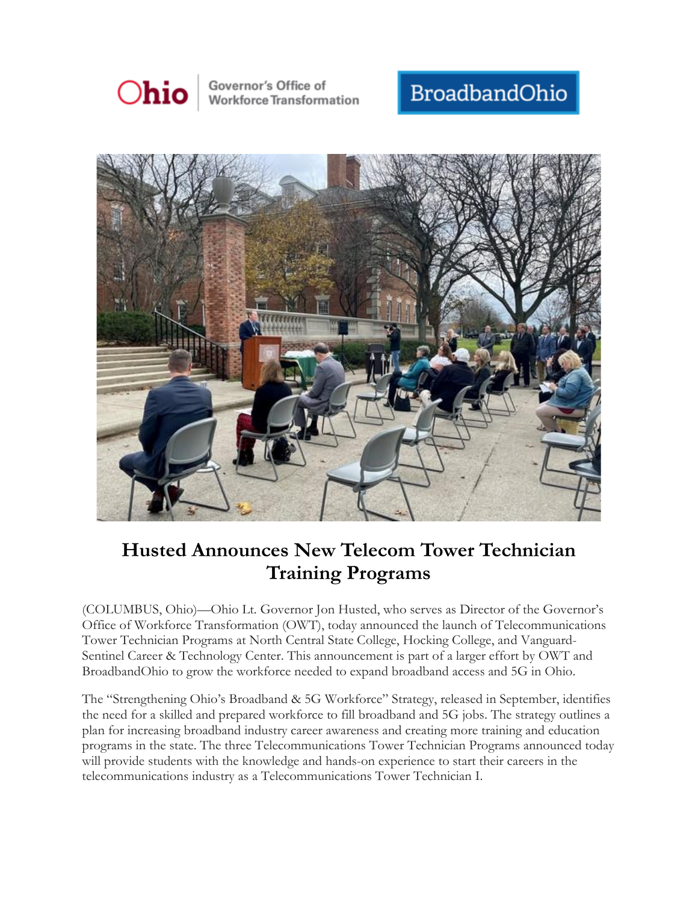Ohio | Governor's Office of Workforce Transformation

BroadbandOhio

# Husted Announces New Telecom Tower Technician Training Programs

(COLUMBUS, Ohio)—Ohio Lt. Governor Jon Husted, who serves as Director of the Governor's Office of Workforce Transformation (OWT), today announced the launch of Telecommunications Tower Technician Programs at North Central State College, Hocking College, and Vanguard-Sentinel Career & Technology Center. This announcement is part of a larger effort by OWT and BroadbandOhio to grow the workforce needed to expand broadband access and 5G in Ohio.

The "Strengthening Ohio's Broadband & 5G Workforce" Strategy, released in September, identifies the need for a skilled and prepared workforce to fill broadband and 5G jobs. The strategy outlines a plan for increasing broadband industry career awareness and creating more training and education programs in the state. The three Telecommunications Tower Technician Programs announced today will provide students with the knowledge and hands-on experience to start their careers in the telecommunications industry as a Telecommunications Tower Technician I.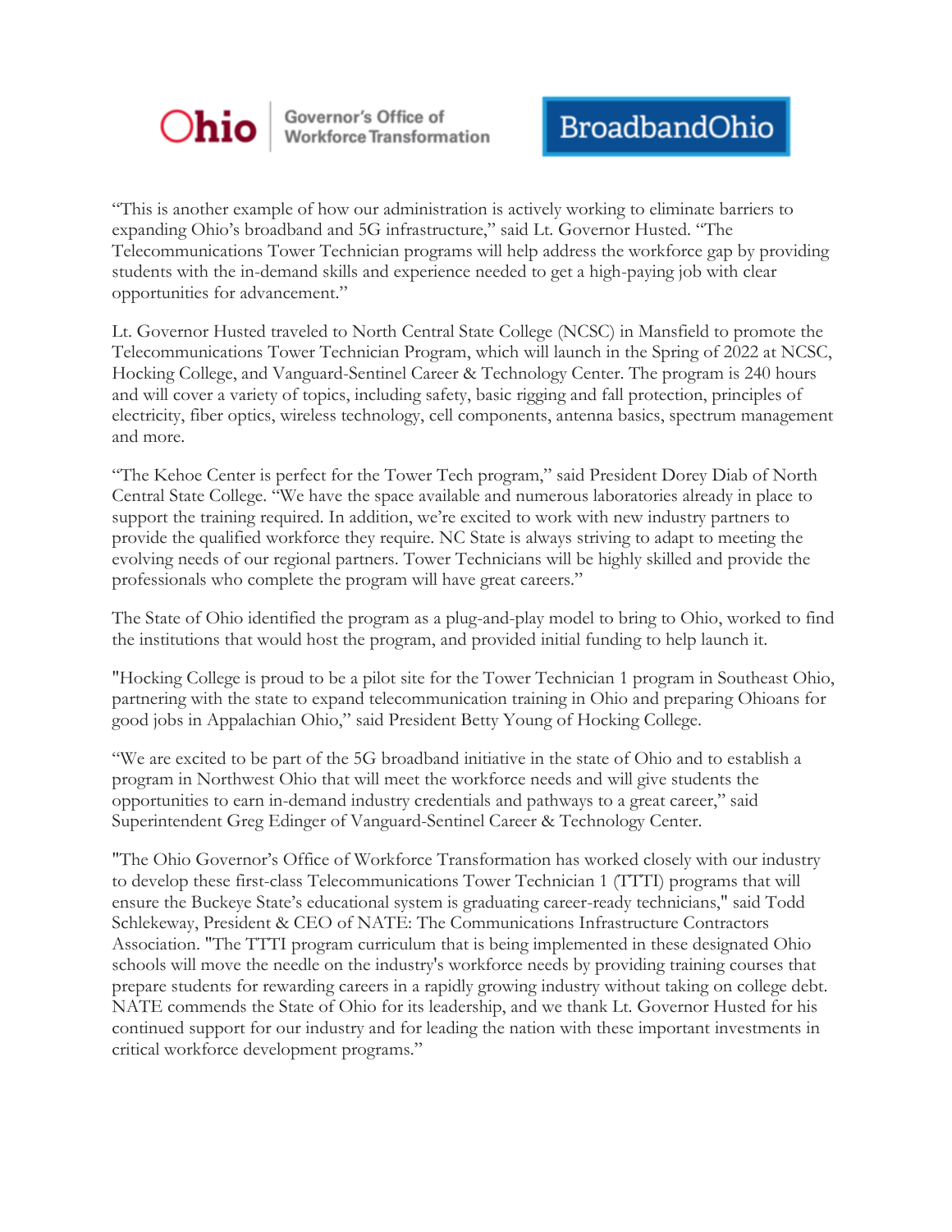"This is another example of how our administration is actively working to eliminate barriers to expanding Ohio's broadband and 5G infrastructure," said Lt. Governor Husted. "The Telecommunications Tower Technician programs will help address the workforce gap by providing students with the in-demand skills and experience needed to get a high-paying job with clear opportunities for advancement."

Lt. Governor Husted traveled to North Central State College (NCSC) in Mansfield to promote the Telecommunications Tower Technician Program, which will launch in the Spring of 2022 at NCSC, Hocking College, and Vanguard-Sentinel Career & Technology Center. The program is 240 hours and will cover a variety of topics, including safety, basic rigging and fall protection, principles of electricity, fiber optics, wireless technology, cell components, antenna basics, spectrum management and more.

"The Kehoe Center is perfect for the Tower Tech program," said President Dorey Diab of North Central State College. "We have the space available and numerous laboratories already in place to support the training required. In addition, we're excited to work with new industry partners to provide the qualified workforce they require. NC State is always striving to adapt to meeting the evolving needs of our regional partners. Tower Technicians will be highly skilled and provide the professionals who complete the program will have great careers."

The State of Ohio identified the program as a plug-and-play model to bring to Ohio, worked to find the institutions that would host the program, and provided initial funding to help launch it.

"Hocking College is proud to be a pilot site for the Tower Technician 1 program in Southeast Ohio, partnering with the state to expand telecommunication training in Ohio and preparing Ohioans for good jobs in Appalachian Ohio," said President Betty Young of Hocking College.

"We are excited to be part of the 5G broadband initiative in the state of Ohio and to establish a program in Northwest Ohio that will meet the workforce needs and will give students the opportunities to earn in-demand industry credentials and pathways to a great career," said Superintendent Greg Edinger of Vanguard-Sentinel Career & Technology Center.

"The Ohio Governor's Office of Workforce Transformation has worked closely with our industry to develop these first-class Telecommunications Tower Technician 1 (TTT1) programs that will ensure the Buckeye State's educational system is graduating career-ready technicians," said Todd Schlekeway, President & CEO of NATE: The Communications Infrastructure Contractors Association. "The TTT1 program curriculum that is being implemented in these designated Ohio schools will move the needle on the industry's workforce needs by providing training courses that prepare students for rewarding careers in a rapidly growing industry without taking on college debt. NATE commends the State of Ohio for its leadership, and we thank Lt. Governor Husted for his continued support for our industry and for leading the nation with these important investments in critical workforce development programs."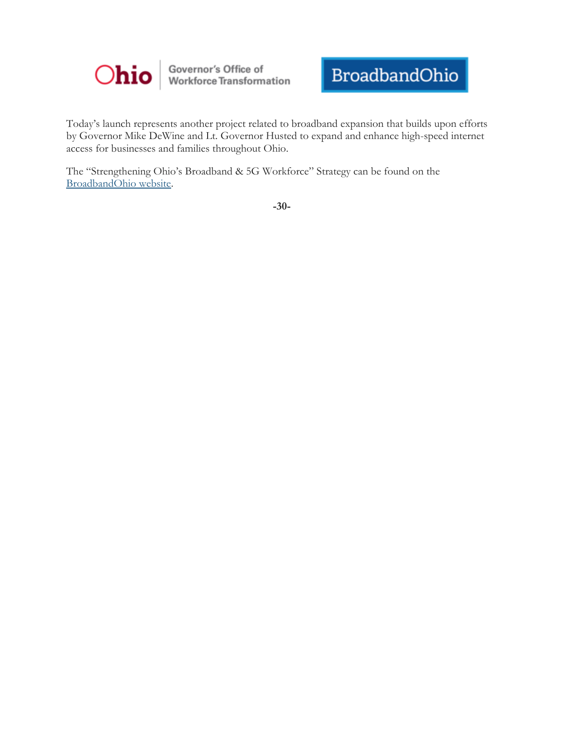Today's launch represents another project related to broadband expansion that builds upon efforts by Governor Mike DeWine and Lt. Governor Husted to expand and enhance high-speed internet access for businesses and families throughout Ohio.

The "Strengthening Ohio's Broadband & 5G Workforce" Strategy can be found on the BroadbandOhio website.

**-30-**